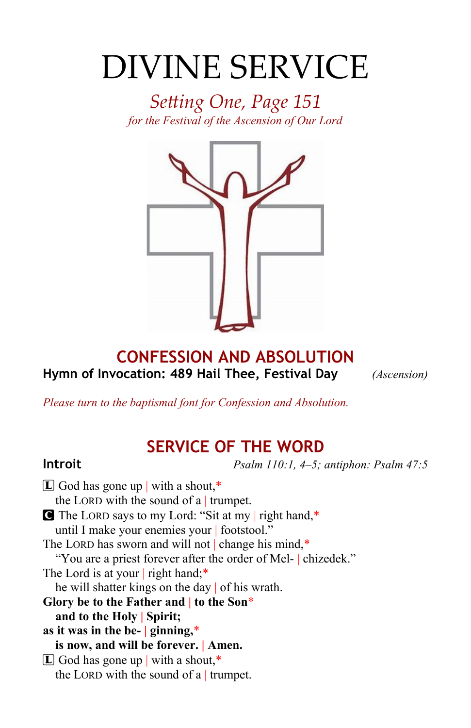# DIVINE SERVICE

*Setting One, Page 151*
*for the Festival of the Ascension of Our Lord*

## CONFESSION AND ABSOLUTION

**Hymn of Invocation: 489 Hail Thee, Festival Day** *(Ascension)*

*Please turn to the baptismal font for Confession and Absolution.*

## SERVICE OF THE WORD

**Introit** *Psalm 110:1, 4–5; antiphon: Psalm 47:5*

L God has gone up | with a shout,*
the LORD with the sound of a | trumpet.

C The LORD says to my Lord: "Sit at my | right hand,*
until I make your enemies your | footstool."
The LORD has sworn and will not | change his mind,*
"You are a priest forever after the order of Mel- | chizedek."
The Lord is at your | right hand;*
he will shatter kings on the day | of his wrath.
**Glory be to the Father and | to the Son***
**and to the Holy | Spirit;**
**as it was in the be- | ginning,***
**is now, and will be forever. | Amen.**

L God has gone up | with a shout,*
the LORD with the sound of a | trumpet.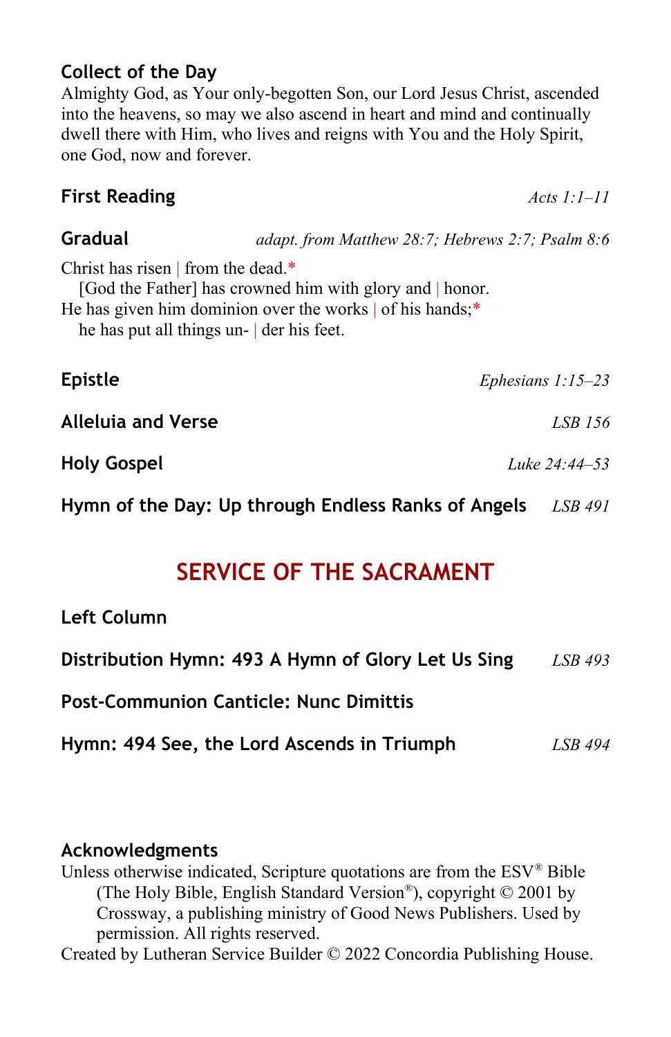### Collect of the Day

Almighty God, as Your only-begotten Son, our Lord Jesus Christ, ascended into the heavens, so may we also ascend in heart and mind and continually dwell there with Him, who lives and reigns with You and the Holy Spirit, one God, now and forever.

### First Reading *Acts 1:1–11*

### Gradual *adapt. from Matthew 28:7; Hebrews 2:7; Psalm 8:6*

Christ has risen | from the dead.*
  [God the Father] has crowned him with glory and | honor.
He has given him dominion over the works | of his hands;*
  he has put all things un- | der his feet.

### Epistle *Ephesians 1:15–23*

### Alleluia and Verse *LSB 156*

### Holy Gospel *Luke 24:44–53*

### Hymn of the Day: Up through Endless Ranks of Angels *LSB 491*

## SERVICE OF THE SACRAMENT

### Left Column

### Distribution Hymn: 493 A Hymn of Glory Let Us Sing *LSB 493*

### Post-Communion Canticle: Nunc Dimittis

### Hymn: 494 See, the Lord Ascends in Triumph *LSB 494*

### Acknowledgments

Unless otherwise indicated, Scripture quotations are from the ESV® Bible (The Holy Bible, English Standard Version®), copyright © 2001 by Crossway, a publishing ministry of Good News Publishers. Used by permission. All rights reserved.

Created by Lutheran Service Builder © 2022 Concordia Publishing House.